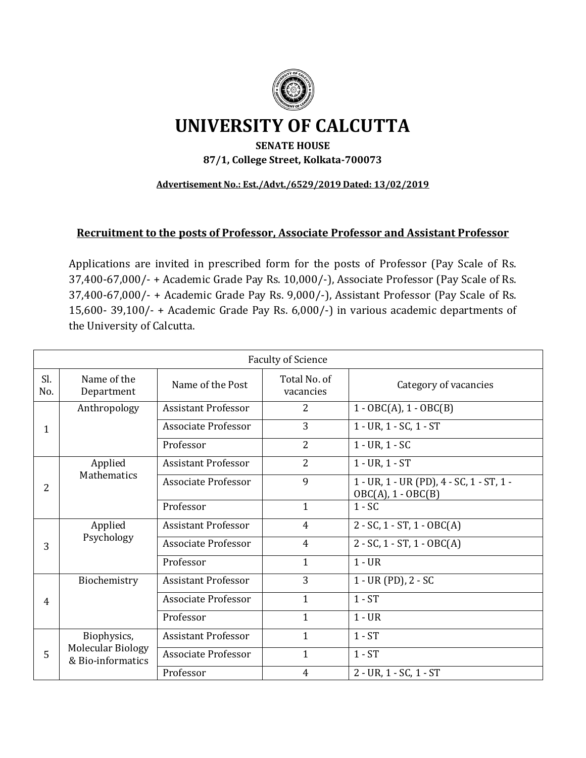# UNIVERSITY OF CALCUTTA

**SENATE HOUSE**

**87/1, College Street, Kolkata-700073**

**Advertisement No.: Est./Advt./6529/2019 Dated: 13/02/2019**

## Recruitment to the posts of Professor, Associate Professor and Assistant Professor

Applications are invited in prescribed form for the posts of Professor (Pay Scale of Rs. 37,400-67,000/- + Academic Grade Pay Rs. 10,000/-), Associate Professor (Pay Scale of Rs. 37,400-67,000/- + Academic Grade Pay Rs. 9,000/-), Assistant Professor (Pay Scale of Rs. 15,600- 39,100/- + Academic Grade Pay Rs. 6,000/-) in various academic departments of the University of Calcutta.

| Faculty of Science | | | | |
|---|---|---|---|---|
| Sl. No. | Name of the Department | Name of the Post | Total No. of vacancies | Category of vacancies |
| 1 | Anthropology | Assistant Professor | 2 | 1 - OBC(A), 1 - OBC(B) |
| | | Associate Professor | 3 | 1 - UR, 1 - SC, 1 - ST |
| | | Professor | 2 | 1 - UR, 1 - SC |
| 2 | Applied Mathematics | Assistant Professor | 2 | 1 - UR, 1 - ST |
| | | Associate Professor | 9 | 1 - UR, 1 - UR (PD), 4 - SC, 1 - ST, 1 - OBC(A), 1 - OBC(B) |
| | | Professor | 1 | 1 - SC |
| 3 | Applied Psychology | Assistant Professor | 4 | 2 - SC, 1 - ST, 1 - OBC(A) |
| | | Associate Professor | 4 | 2 - SC, 1 - ST, 1 - OBC(A) |
| | | Professor | 1 | 1 - UR |
| 4 | Biochemistry | Assistant Professor | 3 | 1 - UR (PD), 2 - SC |
| | | Associate Professor | 1 | 1 - ST |
| | | Professor | 1 | 1 - UR |
| 5 | Biophysics, Molecular Biology & Bio-informatics | Assistant Professor | 1 | 1 - ST |
| | | Associate Professor | 1 | 1 - ST |
| | | Professor | 4 | 2 - UR, 1 - SC, 1 - ST |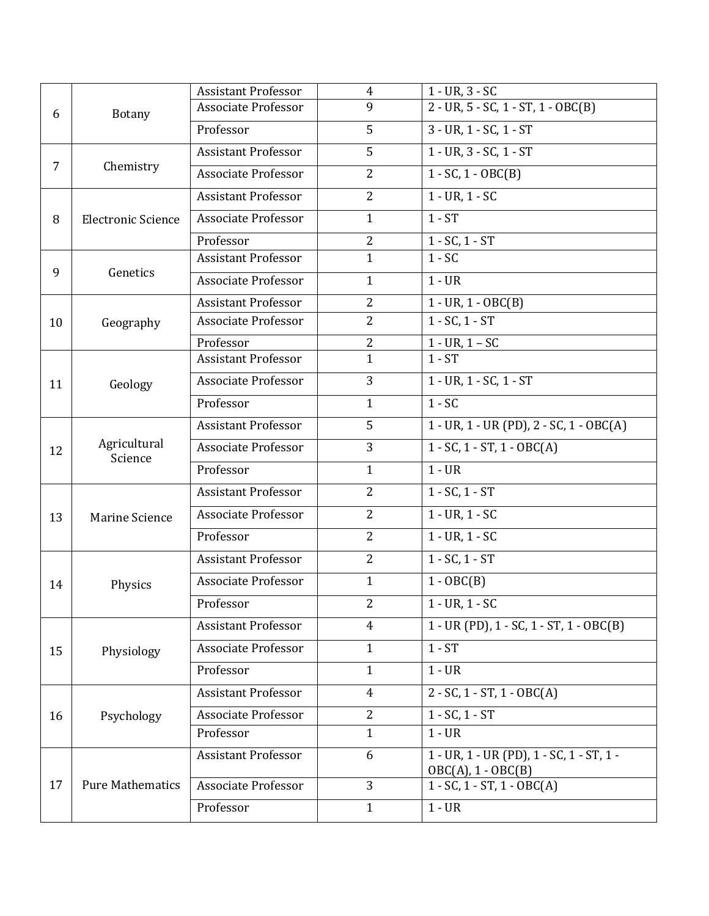| | | | | |
|---|---|---|---|---|
| 6 | Botany | Assistant Professor | 4 | 1 - UR, 3 - SC |
| | | Associate Professor | 9 | 2 - UR, 5 - SC, 1 - ST, 1 - OBC(B) |
| | | Professor | 5 | 3 - UR, 1 - SC, 1 - ST |
| 7 | Chemistry | Assistant Professor | 5 | 1 - UR, 3 - SC, 1 - ST |
| | | Associate Professor | 2 | 1 - SC, 1 - OBC(B) |
| 8 | Electronic Science | Assistant Professor | 2 | 1 - UR, 1 - SC |
| | | Associate Professor | 1 | 1 - ST |
| | | Professor | 2 | 1 - SC, 1 - ST |
| 9 | Genetics | Assistant Professor | 1 | 1 - SC |
| | | Associate Professor | 1 | 1 - UR |
| 10 | Geography | Assistant Professor | 2 | 1 - UR, 1 - OBC(B) |
| | | Associate Professor | 2 | 1 - SC, 1 - ST |
| | | Professor | 2 | 1 - UR, 1 – SC |
| 11 | Geology | Assistant Professor | 1 | 1 - ST |
| | | Associate Professor | 3 | 1 - UR, 1 - SC, 1 - ST |
| | | Professor | 1 | 1 - SC |
| 12 | Agricultural Science | Assistant Professor | 5 | 1 - UR, 1 - UR (PD), 2 - SC, 1 - OBC(A) |
| | | Associate Professor | 3 | 1 - SC, 1 - ST, 1 - OBC(A) |
| | | Professor | 1 | 1 - UR |
| 13 | Marine Science | Assistant Professor | 2 | 1 - SC, 1 - ST |
| | | Associate Professor | 2 | 1 - UR, 1 - SC |
| | | Professor | 2 | 1 - UR, 1 - SC |
| 14 | Physics | Assistant Professor | 2 | 1 - SC, 1 - ST |
| | | Associate Professor | 1 | 1 - OBC(B) |
| | | Professor | 2 | 1 - UR, 1 - SC |
| 15 | Physiology | Assistant Professor | 4 | 1 - UR (PD), 1 - SC, 1 - ST, 1 - OBC(B) |
| | | Associate Professor | 1 | 1 - ST |
| | | Professor | 1 | 1 - UR |
| 16 | Psychology | Assistant Professor | 4 | 2 - SC, 1 - ST, 1 - OBC(A) |
| | | Associate Professor | 2 | 1 - SC, 1 - ST |
| | | Professor | 1 | 1 - UR |
| 17 | Pure Mathematics | Assistant Professor | 6 | 1 - UR, 1 - UR (PD), 1 - SC, 1 - ST, 1 - OBC(A), 1 - OBC(B) |
| | | Associate Professor | 3 | 1 - SC, 1 - ST, 1 - OBC(A) |
| | | Professor | 1 | 1 - UR |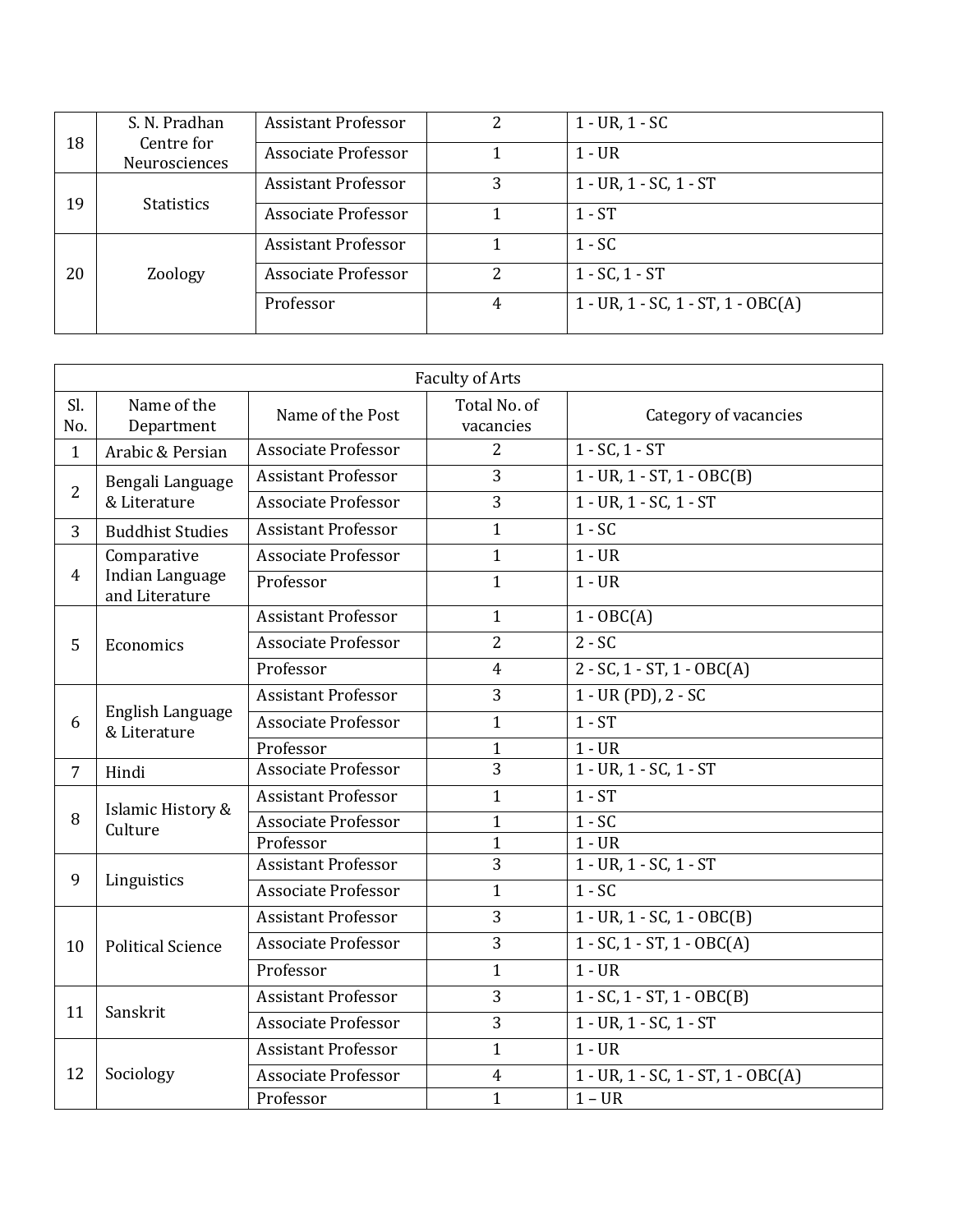| | | | | |
|---|---|---|---|---|
| 18 | S. N. Pradhan Centre for Neurosciences | Assistant Professor | 2 | 1 - UR, 1 - SC |
| | | Associate Professor | 1 | 1 - UR |
| 19 | Statistics | Assistant Professor | 3 | 1 - UR, 1 - SC, 1 - ST |
| | | Associate Professor | 1 | 1 - ST |
| 20 | Zoology | Assistant Professor | 1 | 1 - SC |
| | | Associate Professor | 2 | 1 - SC, 1 - ST |
| | | Professor | 4 | 1 - UR, 1 - SC, 1 - ST, 1 - OBC(A) |

| Faculty of Arts | | | | |
|---|---|---|---|---|
| Sl. No. | Name of the Department | Name of the Post | Total No. of vacancies | Category of vacancies |
| 1 | Arabic & Persian | Associate Professor | 2 | 1 - SC, 1 - ST |
| 2 | Bengali Language & Literature | Assistant Professor | 3 | 1 - UR, 1 - ST, 1 - OBC(B) |
| | | Associate Professor | 3 | 1 - UR, 1 - SC, 1 - ST |
| 3 | Buddhist Studies | Assistant Professor | 1 | 1 - SC |
| 4 | Comparative Indian Language and Literature | Associate Professor | 1 | 1 - UR |
| | | Professor | 1 | 1 - UR |
| 5 | Economics | Assistant Professor | 1 | 1 - OBC(A) |
| | | Associate Professor | 2 | 2 - SC |
| | | Professor | 4 | 2 - SC, 1 - ST, 1 - OBC(A) |
| 6 | English Language & Literature | Assistant Professor | 3 | 1 - UR (PD), 2 - SC |
| | | Associate Professor | 1 | 1 - ST |
| | | Professor | 1 | 1 - UR |
| 7 | Hindi | Associate Professor | 3 | 1 - UR, 1 - SC, 1 - ST |
| 8 | Islamic History & Culture | Assistant Professor | 1 | 1 - ST |
| | | Associate Professor | 1 | 1 - SC |
| | | Professor | 1 | 1 - UR |
| 9 | Linguistics | Assistant Professor | 3 | 1 - UR, 1 - SC, 1 - ST |
| | | Associate Professor | 1 | 1 - SC |
| 10 | Political Science | Assistant Professor | 3 | 1 - UR, 1 - SC, 1 - OBC(B) |
| | | Associate Professor | 3 | 1 - SC, 1 - ST, 1 - OBC(A) |
| | | Professor | 1 | 1 - UR |
| 11 | Sanskrit | Assistant Professor | 3 | 1 - SC, 1 - ST, 1 - OBC(B) |
| | | Associate Professor | 3 | 1 - UR, 1 - SC, 1 - ST |
| 12 | Sociology | Assistant Professor | 1 | 1 - UR |
| | | Associate Professor | 4 | 1 - UR, 1 - SC, 1 - ST, 1 - OBC(A) |
| | | Professor | 1 | 1 – UR |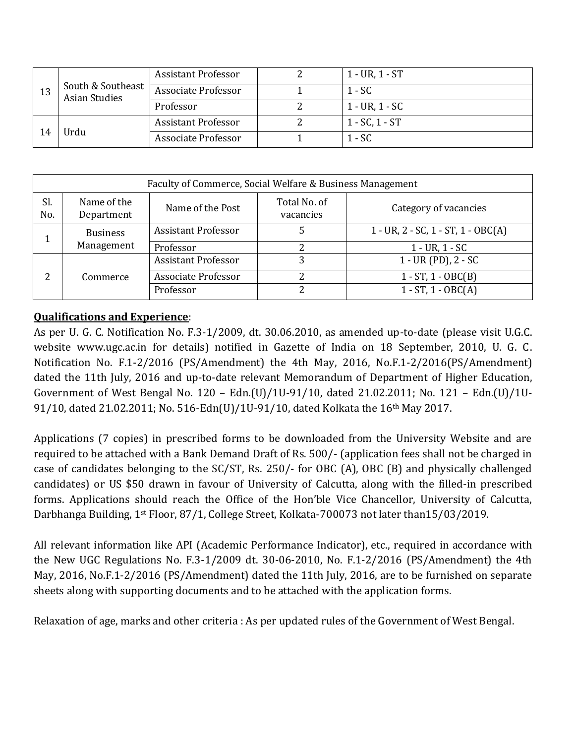| | | | | |
|---|---|---|---|---|
| 13 | South & Southeast Asian Studies | Assistant Professor | 2 | 1 - UR, 1 - ST |
| | | Associate Professor | 1 | 1 - SC |
| | | Professor | 2 | 1 - UR, 1 - SC |
| 14 | Urdu | Assistant Professor | 2 | 1 - SC, 1 - ST |
| | | Associate Professor | 1 | 1 - SC |

| Faculty of Commerce, Social Welfare & Business Management | | | | |
|---|---|---|---|---|
| Sl. No. | Name of the Department | Name of the Post | Total No. of vacancies | Category of vacancies |
| 1 | Business Management | Assistant Professor | 5 | 1 - UR, 2 - SC, 1 - ST, 1 - OBC(A) |
| | | Professor | 2 | 1 - UR, 1 - SC |
| 2 | Commerce | Assistant Professor | 3 | 1 - UR (PD), 2 - SC |
| | | Associate Professor | 2 | 1 - ST, 1 - OBC(B) |
| | | Professor | 2 | 1 - ST, 1 - OBC(A) |

**Qualifications and Experience**:

As per U. G. C. Notification No. F.3-1/2009, dt. 30.06.2010, as amended up-to-date (please visit U.G.C. website www.ugc.ac.in for details) notified in Gazette of India on 18 September, 2010, U. G. C. Notification No. F.1-2/2016 (PS/Amendment) the 4th May, 2016, No.F.1-2/2016(PS/Amendment) dated the 11th July, 2016 and up-to-date relevant Memorandum of Department of Higher Education, Government of West Bengal No. 120 – Edn.(U)/1U-91/10, dated 21.02.2011; No. 121 – Edn.(U)/1U-91/10, dated 21.02.2011; No. 516-Edn(U)/1U-91/10, dated Kolkata the 16th May 2017.

Applications (7 copies) in prescribed forms to be downloaded from the University Website and are required to be attached with a Bank Demand Draft of Rs. 500/- (application fees shall not be charged in case of candidates belonging to the SC/ST, Rs. 250/- for OBC (A), OBC (B) and physically challenged candidates) or US $50 drawn in favour of University of Calcutta, along with the filled-in prescribed forms. Applications should reach the Office of the Hon'ble Vice Chancellor, University of Calcutta, Darbhanga Building, 1st Floor, 87/1, College Street, Kolkata-700073 not later than15/03/2019.

All relevant information like API (Academic Performance Indicator), etc., required in accordance with the New UGC Regulations No. F.3-1/2009 dt. 30-06-2010, No. F.1-2/2016 (PS/Amendment) the 4th May, 2016, No.F.1-2/2016 (PS/Amendment) dated the 11th July, 2016, are to be furnished on separate sheets along with supporting documents and to be attached with the application forms.

Relaxation of age, marks and other criteria : As per updated rules of the Government of West Bengal.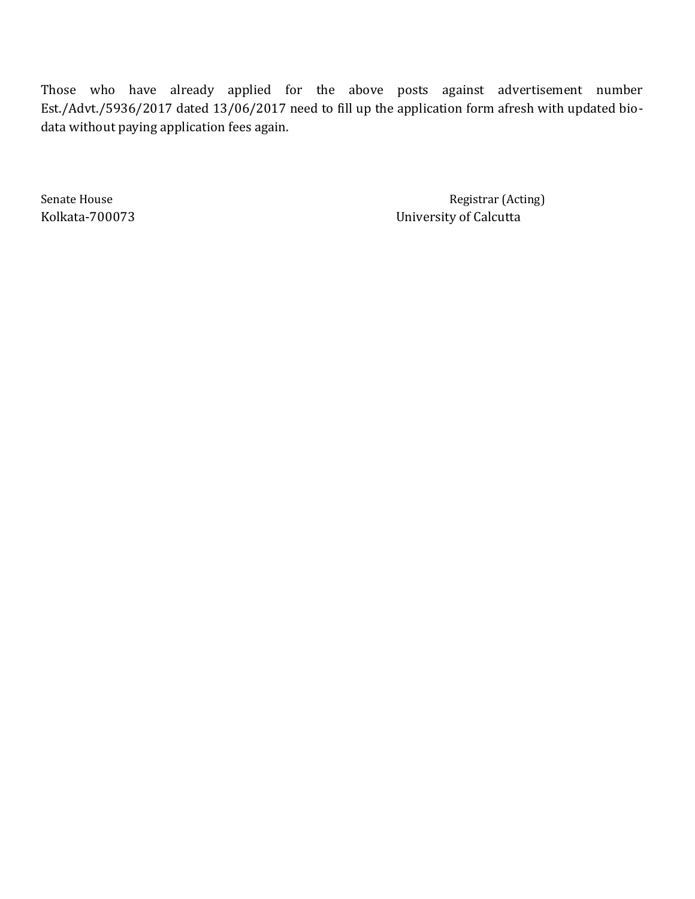Those who have already applied for the above posts against advertisement number Est./Advt./5936/2017 dated 13/06/2017 need to fill up the application form afresh with updated bio-data without paying application fees again.

Senate House
Kolkata-700073

Registrar (Acting)
University of Calcutta